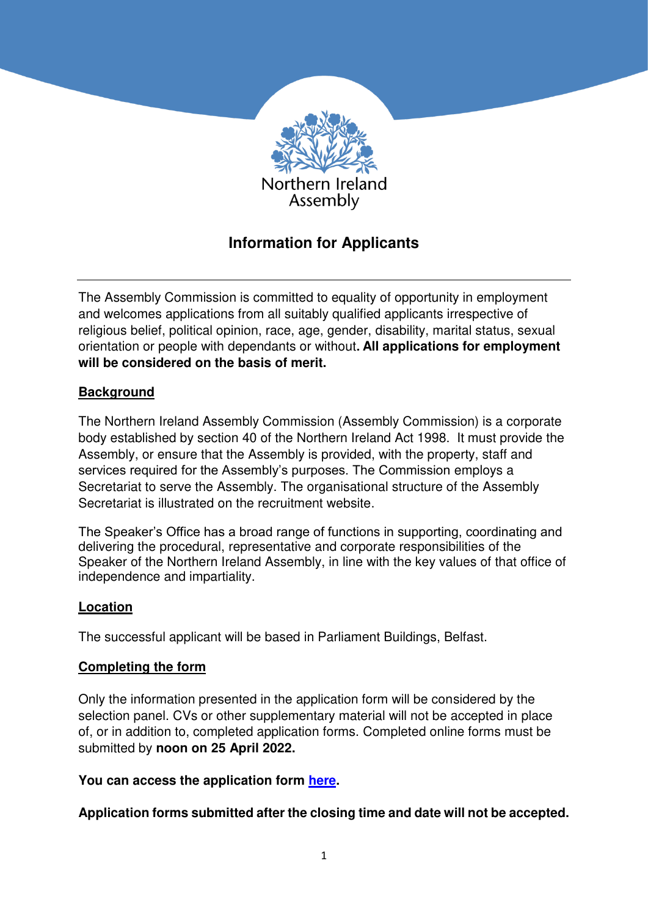Northern Ireland Assembly

# Information for Applicants

---

The Assembly Commission is committed to equality of opportunity in employment and welcomes applications from all suitably qualified applicants irrespective of religious belief, political opinion, race, age, gender, disability, marital status, sexual orientation or people with dependants or without**. All applications for employment will be considered on the basis of merit.**

## Background

The Northern Ireland Assembly Commission (Assembly Commission) is a corporate body established by section 40 of the Northern Ireland Act 1998. It must provide the Assembly, or ensure that the Assembly is provided, with the property, staff and services required for the Assembly's purposes. The Commission employs a Secretariat to serve the Assembly. The organisational structure of the Assembly Secretariat is illustrated on the recruitment website.

The Speaker's Office has a broad range of functions in supporting, coordinating and delivering the procedural, representative and corporate responsibilities of the Speaker of the Northern Ireland Assembly, in line with the key values of that office of independence and impartiality.

## Location

The successful applicant will be based in Parliament Buildings, Belfast.

## Completing the form

Only the information presented in the application form will be considered by the selection panel. CVs or other supplementary material will not be accepted in place of, or in addition to, completed application forms. Completed online forms must be submitted by **noon on 25 April 2022.**

**You can access the application form here.**

**Application forms submitted after the closing time and date will not be accepted.**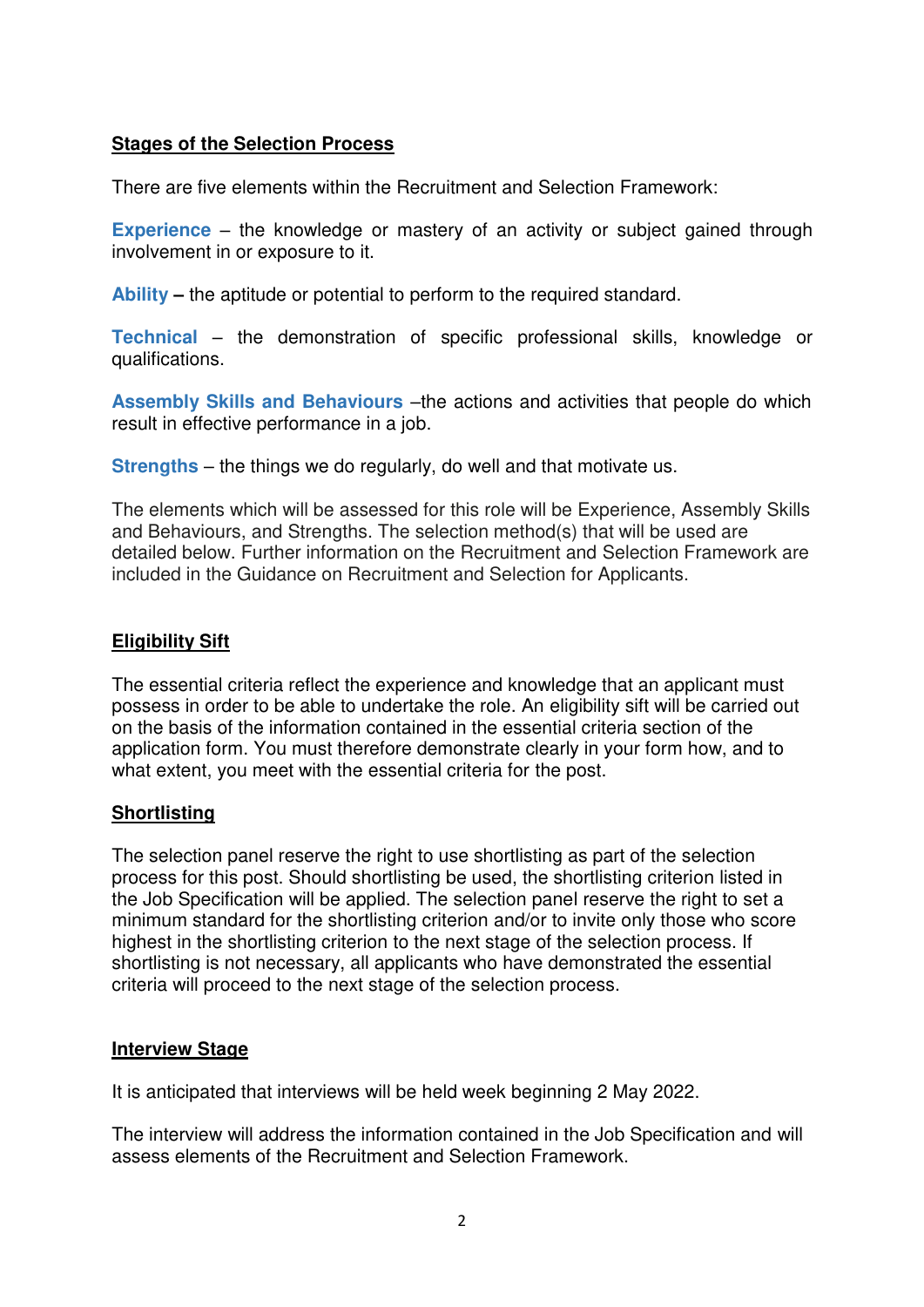## Stages of the Selection Process

There are five elements within the Recruitment and Selection Framework:

**Experience** – the knowledge or mastery of an activity or subject gained through involvement in or exposure to it.

**Ability –** the aptitude or potential to perform to the required standard.

**Technical** – the demonstration of specific professional skills, knowledge or qualifications.

**Assembly Skills and Behaviours** –the actions and activities that people do which result in effective performance in a job.

**Strengths** – the things we do regularly, do well and that motivate us.

The elements which will be assessed for this role will be Experience, Assembly Skills and Behaviours, and Strengths. The selection method(s) that will be used are detailed below. Further information on the Recruitment and Selection Framework are included in the Guidance on Recruitment and Selection for Applicants.

## Eligibility Sift

The essential criteria reflect the experience and knowledge that an applicant must possess in order to be able to undertake the role. An eligibility sift will be carried out on the basis of the information contained in the essential criteria section of the application form. You must therefore demonstrate clearly in your form how, and to what extent, you meet with the essential criteria for the post.

## Shortlisting

The selection panel reserve the right to use shortlisting as part of the selection process for this post. Should shortlisting be used, the shortlisting criterion listed in the Job Specification will be applied. The selection panel reserve the right to set a minimum standard for the shortlisting criterion and/or to invite only those who score highest in the shortlisting criterion to the next stage of the selection process. If shortlisting is not necessary, all applicants who have demonstrated the essential criteria will proceed to the next stage of the selection process.

## Interview Stage

It is anticipated that interviews will be held week beginning 2 May 2022.

The interview will address the information contained in the Job Specification and will assess elements of the Recruitment and Selection Framework.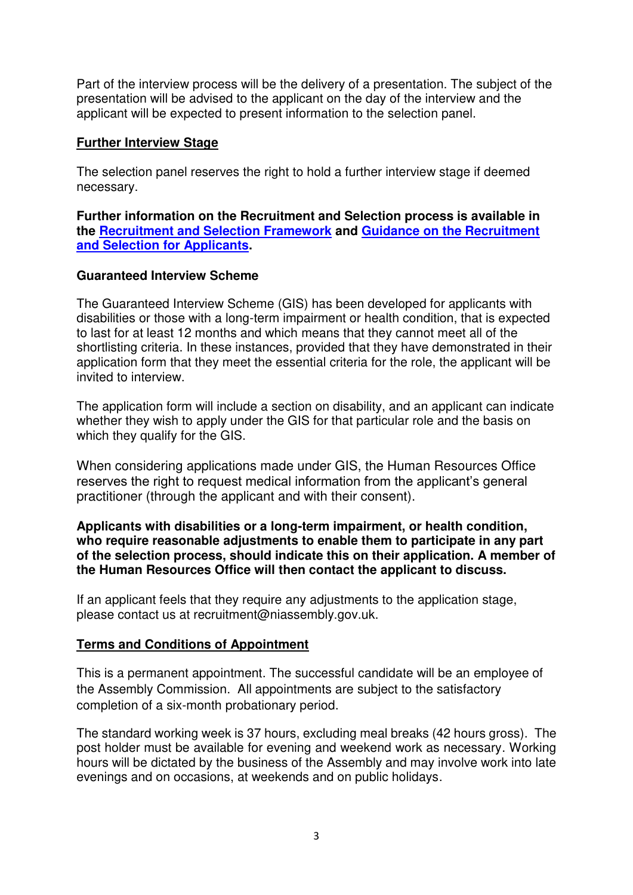Part of the interview process will be the delivery of a presentation. The subject of the presentation will be advised to the applicant on the day of the interview and the applicant will be expected to present information to the selection panel.

## Further Interview Stage

The selection panel reserves the right to hold a further interview stage if deemed necessary.

**Further information on the Recruitment and Selection process is available in the Recruitment and Selection Framework and Guidance on the Recruitment and Selection for Applicants.**

**Guaranteed Interview Scheme**

The Guaranteed Interview Scheme (GIS) has been developed for applicants with disabilities or those with a long-term impairment or health condition, that is expected to last for at least 12 months and which means that they cannot meet all of the shortlisting criteria. In these instances, provided that they have demonstrated in their application form that they meet the essential criteria for the role, the applicant will be invited to interview.

The application form will include a section on disability, and an applicant can indicate whether they wish to apply under the GIS for that particular role and the basis on which they qualify for the GIS.

When considering applications made under GIS, the Human Resources Office reserves the right to request medical information from the applicant's general practitioner (through the applicant and with their consent).

**Applicants with disabilities or a long-term impairment, or health condition, who require reasonable adjustments to enable them to participate in any part of the selection process, should indicate this on their application. A member of the Human Resources Office will then contact the applicant to discuss.**

If an applicant feels that they require any adjustments to the application stage, please contact us at recruitment@niassembly.gov.uk.

## Terms and Conditions of Appointment

This is a permanent appointment. The successful candidate will be an employee of the Assembly Commission. All appointments are subject to the satisfactory completion of a six-month probationary period.

The standard working week is 37 hours, excluding meal breaks (42 hours gross). The post holder must be available for evening and weekend work as necessary. Working hours will be dictated by the business of the Assembly and may involve work into late evenings and on occasions, at weekends and on public holidays.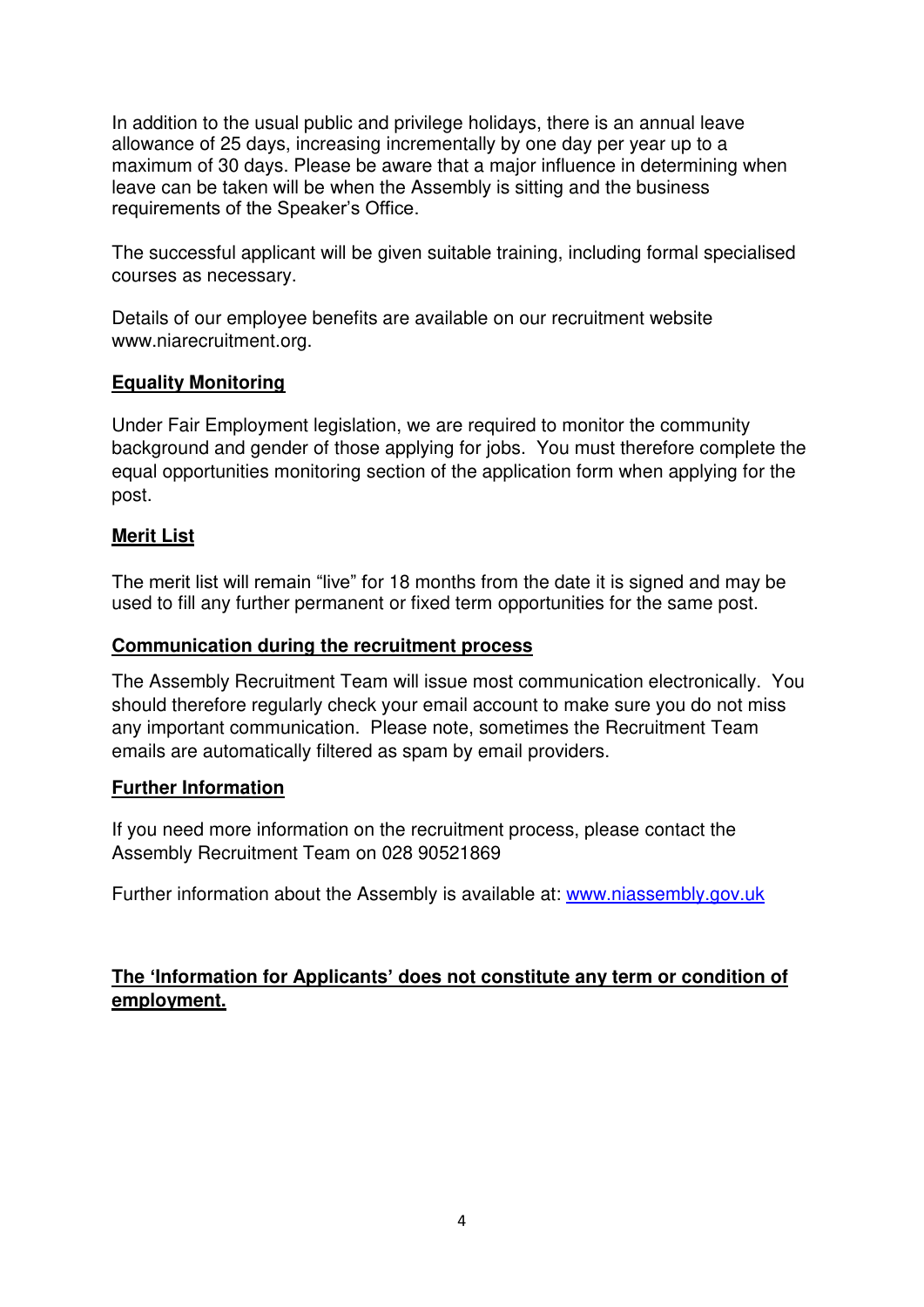In addition to the usual public and privilege holidays, there is an annual leave allowance of 25 days, increasing incrementally by one day per year up to a maximum of 30 days. Please be aware that a major influence in determining when leave can be taken will be when the Assembly is sitting and the business requirements of the Speaker's Office.

The successful applicant will be given suitable training, including formal specialised courses as necessary.

Details of our employee benefits are available on our recruitment website www.niarecruitment.org.

## Equality Monitoring

Under Fair Employment legislation, we are required to monitor the community background and gender of those applying for jobs. You must therefore complete the equal opportunities monitoring section of the application form when applying for the post.

## Merit List

The merit list will remain "live" for 18 months from the date it is signed and may be used to fill any further permanent or fixed term opportunities for the same post.

## Communication during the recruitment process

The Assembly Recruitment Team will issue most communication electronically. You should therefore regularly check your email account to make sure you do not miss any important communication. Please note, sometimes the Recruitment Team emails are automatically filtered as spam by email providers.

## Further Information

If you need more information on the recruitment process, please contact the Assembly Recruitment Team on 028 90521869

Further information about the Assembly is available at: [www.niassembly.gov.uk](http://www.niassembly.gov.uk)

**The 'Information for Applicants' does not constitute any term or condition of employment.**